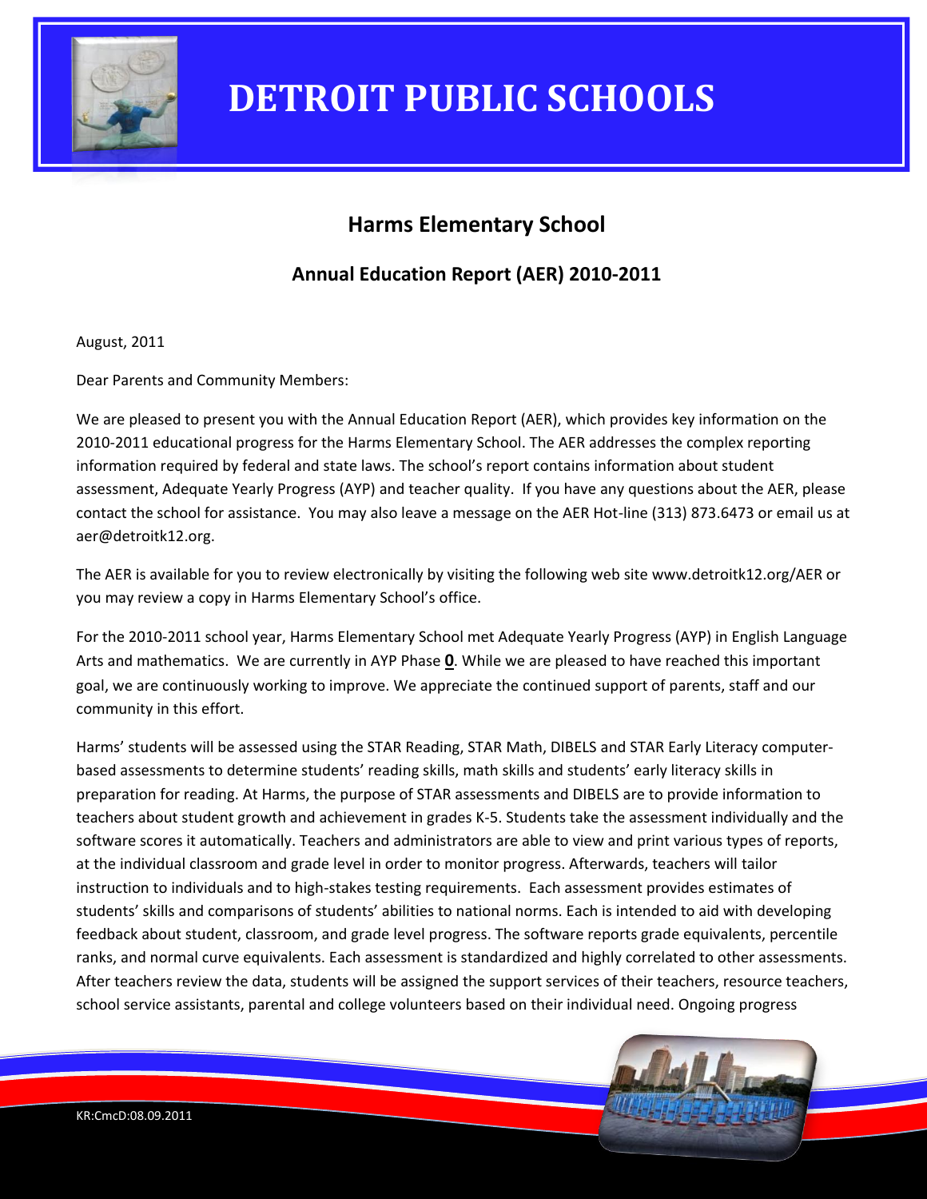# DETROIT PUBLIC SCHOOLS

## Harms Elementary School

### Annual Education Report (AER) 2010-2011

August, 2011

Dear Parents and Community Members:

We are pleased to present you with the Annual Education Report (AER), which provides key information on the 2010-2011 educational progress for the Harms Elementary School. The AER addresses the complex reporting information required by federal and state laws. The school's report contains information about student assessment, Adequate Yearly Progress (AYP) and teacher quality. If you have any questions about the AER, please contact the school for assistance. You may also leave a message on the AER Hot-line (313) 873.6473 or email us at aer@detroitk12.org.

The AER is available for you to review electronically by visiting the following web site www.detroitk12.org/AER or you may review a copy in Harms Elementary School's office.

For the 2010-2011 school year, Harms Elementary School met Adequate Yearly Progress (AYP) in English Language Arts and mathematics. We are currently in AYP Phase **0**. While we are pleased to have reached this important goal, we are continuously working to improve. We appreciate the continued support of parents, staff and our community in this effort.

Harms' students will be assessed using the STAR Reading, STAR Math, DIBELS and STAR Early Literacy computer-based assessments to determine students' reading skills, math skills and students' early literacy skills in preparation for reading. At Harms, the purpose of STAR assessments and DIBELS are to provide information to teachers about student growth and achievement in grades K-5. Students take the assessment individually and the software scores it automatically. Teachers and administrators are able to view and print various types of reports, at the individual classroom and grade level in order to monitor progress. Afterwards, teachers will tailor instruction to individuals and to high-stakes testing requirements. Each assessment provides estimates of students' skills and comparisons of students' abilities to national norms. Each is intended to aid with developing feedback about student, classroom, and grade level progress. The software reports grade equivalents, percentile ranks, and normal curve equivalents. Each assessment is standardized and highly correlated to other assessments. After teachers review the data, students will be assigned the support services of their teachers, resource teachers, school service assistants, parental and college volunteers based on their individual need. Ongoing progress

KR:CmcD:08.09.2011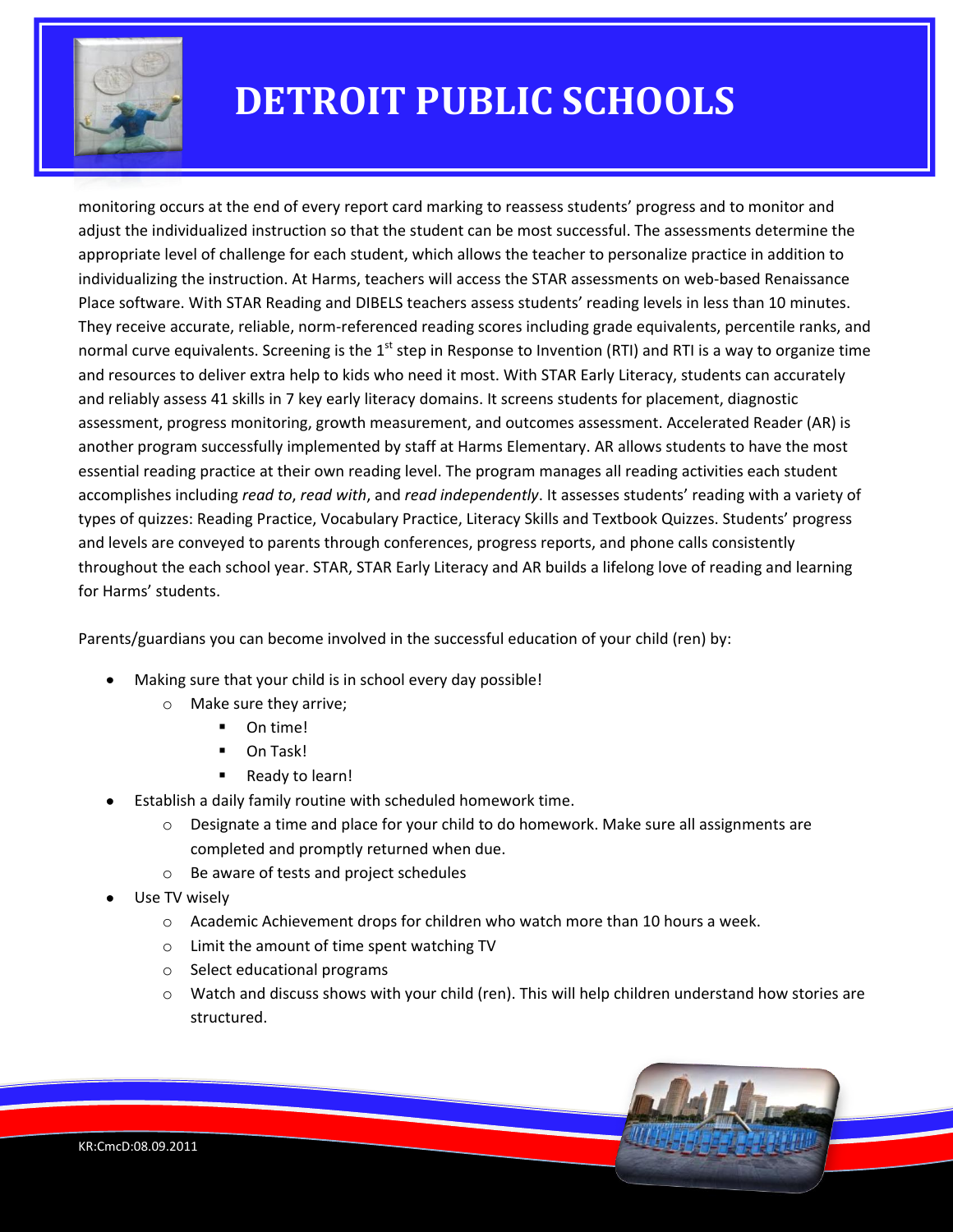monitoring occurs at the end of every report card marking to reassess students' progress and to monitor and adjust the individualized instruction so that the student can be most successful. The assessments determine the appropriate level of challenge for each student, which allows the teacher to personalize practice in addition to individualizing the instruction. At Harms, teachers will access the STAR assessments on web-based Renaissance Place software. With STAR Reading and DIBELS teachers assess students' reading levels in less than 10 minutes. They receive accurate, reliable, norm-referenced reading scores including grade equivalents, percentile ranks, and normal curve equivalents. Screening is the 1st step in Response to Invention (RTI) and RTI is a way to organize time and resources to deliver extra help to kids who need it most. With STAR Early Literacy, students can accurately and reliably assess 41 skills in 7 key early literacy domains. It screens students for placement, diagnostic assessment, progress monitoring, growth measurement, and outcomes assessment. Accelerated Reader (AR) is another program successfully implemented by staff at Harms Elementary. AR allows students to have the most essential reading practice at their own reading level. The program manages all reading activities each student accomplishes including *read to*, *read with*, and *read independently*. It assesses students' reading with a variety of types of quizzes: Reading Practice, Vocabulary Practice, Literacy Skills and Textbook Quizzes. Students' progress and levels are conveyed to parents through conferences, progress reports, and phone calls consistently throughout the each school year. STAR, STAR Early Literacy and AR builds a lifelong love of reading and learning for Harms' students.

Parents/guardians you can become involved in the successful education of your child (ren) by:

- Making sure that your child is in school every day possible!
  - Make sure they arrive;
    - On time!
    - On Task!
    - Ready to learn!
- Establish a daily family routine with scheduled homework time.
  - Designate a time and place for your child to do homework. Make sure all assignments are completed and promptly returned when due.
  - Be aware of tests and project schedules
- Use TV wisely
  - Academic Achievement drops for children who watch more than 10 hours a week.
  - Limit the amount of time spent watching TV
  - Select educational programs
  - Watch and discuss shows with your child (ren). This will help children understand how stories are structured.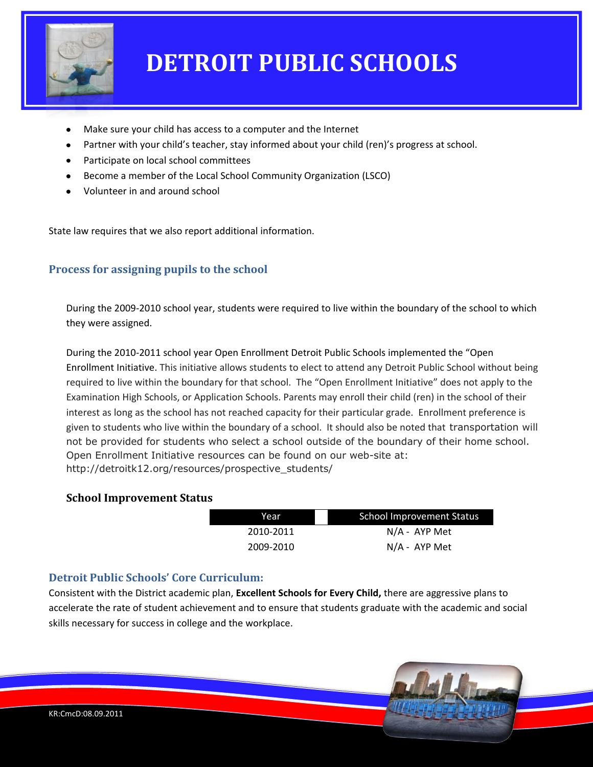- Make sure your child has access to a computer and the Internet
- Partner with your child's teacher, stay informed about your child (ren)'s progress at school.
- Participate on local school committees
- Become a member of the Local School Community Organization (LSCO)
- Volunteer in and around school

State law requires that we also report additional information.

## Process for assigning pupils to the school

During the 2009-2010 school year, students were required to live within the boundary of the school to which they were assigned.

During the 2010-2011 school year Open Enrollment Detroit Public Schools implemented the "Open Enrollment Initiative. This initiative allows students to elect to attend any Detroit Public School without being required to live within the boundary for that school. The "Open Enrollment Initiative" does not apply to the Examination High Schools, or Application Schools. Parents may enroll their child (ren) in the school of their interest as long as the school has not reached capacity for their particular grade. Enrollment preference is given to students who live within the boundary of a school. It should also be noted that transportation will not be provided for students who select a school outside of the boundary of their home school. Open Enrollment Initiative resources can be found on our web-site at: http://detroitk12.org/resources/prospective_students/

### School Improvement Status

| Year | School Improvement Status |
| --- | --- |
| 2010-2011 | N/A - AYP Met |
| 2009-2010 | N/A - AYP Met |

## Detroit Public Schools' Core Curriculum:

Consistent with the District academic plan, **Excellent Schools for Every Child,** there are aggressive plans to accelerate the rate of student achievement and to ensure that students graduate with the academic and social skills necessary for success in college and the workplace.

KR:CmcD:08.09.2011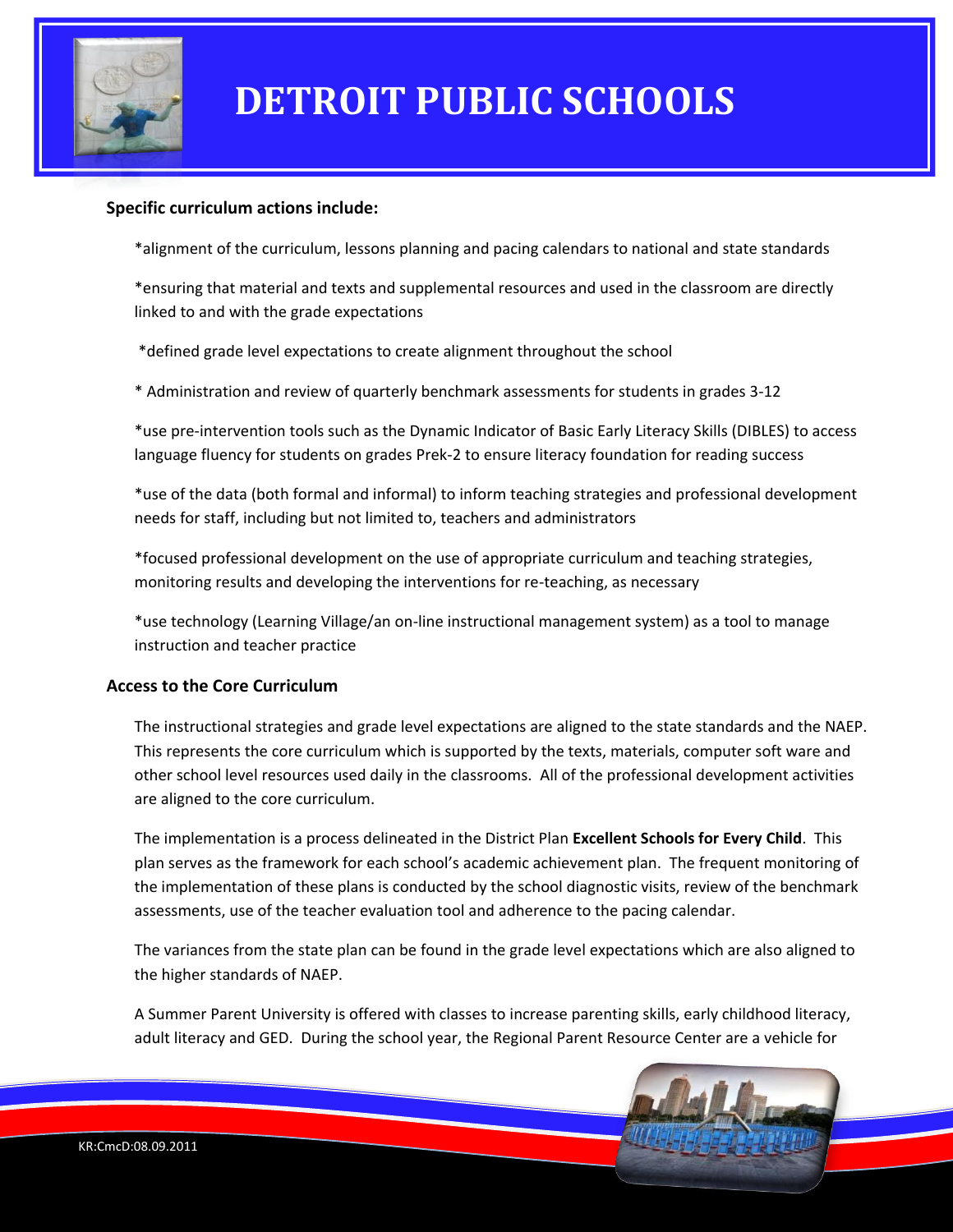**Specific curriculum actions include:**

*alignment of the curriculum, lessons planning and pacing calendars to national and state standards

*ensuring that material and texts and supplemental resources and used in the classroom are directly linked to and with the grade expectations

*defined grade level expectations to create alignment throughout the school

* Administration and review of quarterly benchmark assessments for students in grades 3-12

*use pre-intervention tools such as the Dynamic Indicator of Basic Early Literacy Skills (DIBLES) to access language fluency for students on grades Prek-2 to ensure literacy foundation for reading success

*use of the data (both formal and informal) to inform teaching strategies and professional development needs for staff, including but not limited to, teachers and administrators

*focused professional development on the use of appropriate curriculum and teaching strategies, monitoring results and developing the interventions for re-teaching, as necessary

*use technology (Learning Village/an on-line instructional management system) as a tool to manage instruction and teacher practice

**Access to the Core Curriculum**

The instructional strategies and grade level expectations are aligned to the state standards and the NAEP. This represents the core curriculum which is supported by the texts, materials, computer soft ware and other school level resources used daily in the classrooms. All of the professional development activities are aligned to the core curriculum.

The implementation is a process delineated in the District Plan **Excellent Schools for Every Child**. This plan serves as the framework for each school's academic achievement plan. The frequent monitoring of the implementation of these plans is conducted by the school diagnostic visits, review of the benchmark assessments, use of the teacher evaluation tool and adherence to the pacing calendar.

The variances from the state plan can be found in the grade level expectations which are also aligned to the higher standards of NAEP.

A Summer Parent University is offered with classes to increase parenting skills, early childhood literacy, adult literacy and GED. During the school year, the Regional Parent Resource Center are a vehicle for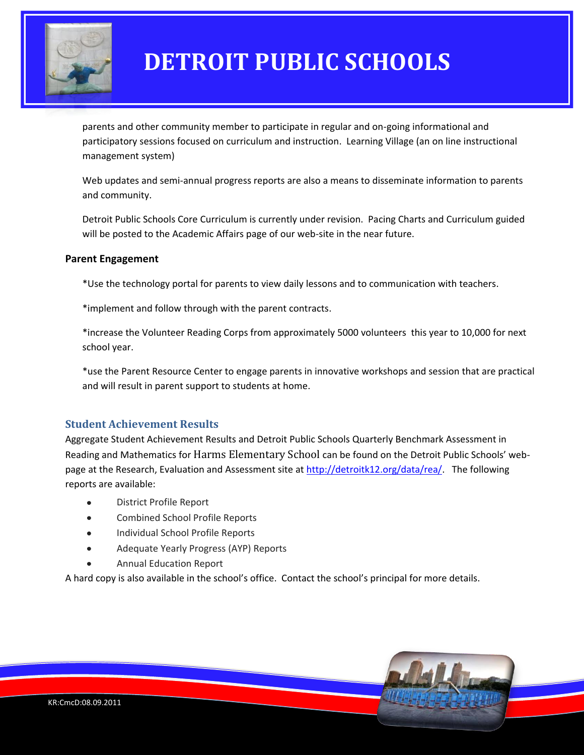parents and other community member to participate in regular and on-going informational and participatory sessions focused on curriculum and instruction. Learning Village (an on line instructional management system)

Web updates and semi-annual progress reports are also a means to disseminate information to parents and community.

Detroit Public Schools Core Curriculum is currently under revision. Pacing Charts and Curriculum guided will be posted to the Academic Affairs page of our web-site in the near future.

**Parent Engagement**

*Use the technology portal for parents to view daily lessons and to communication with teachers.

*implement and follow through with the parent contracts.

*increase the Volunteer Reading Corps from approximately 5000 volunteers this year to 10,000 for next school year.

*use the Parent Resource Center to engage parents in innovative workshops and session that are practical and will result in parent support to students at home.

## Student Achievement Results

Aggregate Student Achievement Results and Detroit Public Schools Quarterly Benchmark Assessment in Reading and Mathematics for Harms Elementary School can be found on the Detroit Public Schools' web-page at the Research, Evaluation and Assessment site at http://detroitk12.org/data/rea/. The following reports are available:

- District Profile Report
- Combined School Profile Reports
- Individual School Profile Reports
- Adequate Yearly Progress (AYP) Reports
- Annual Education Report

A hard copy is also available in the school's office. Contact the school's principal for more details.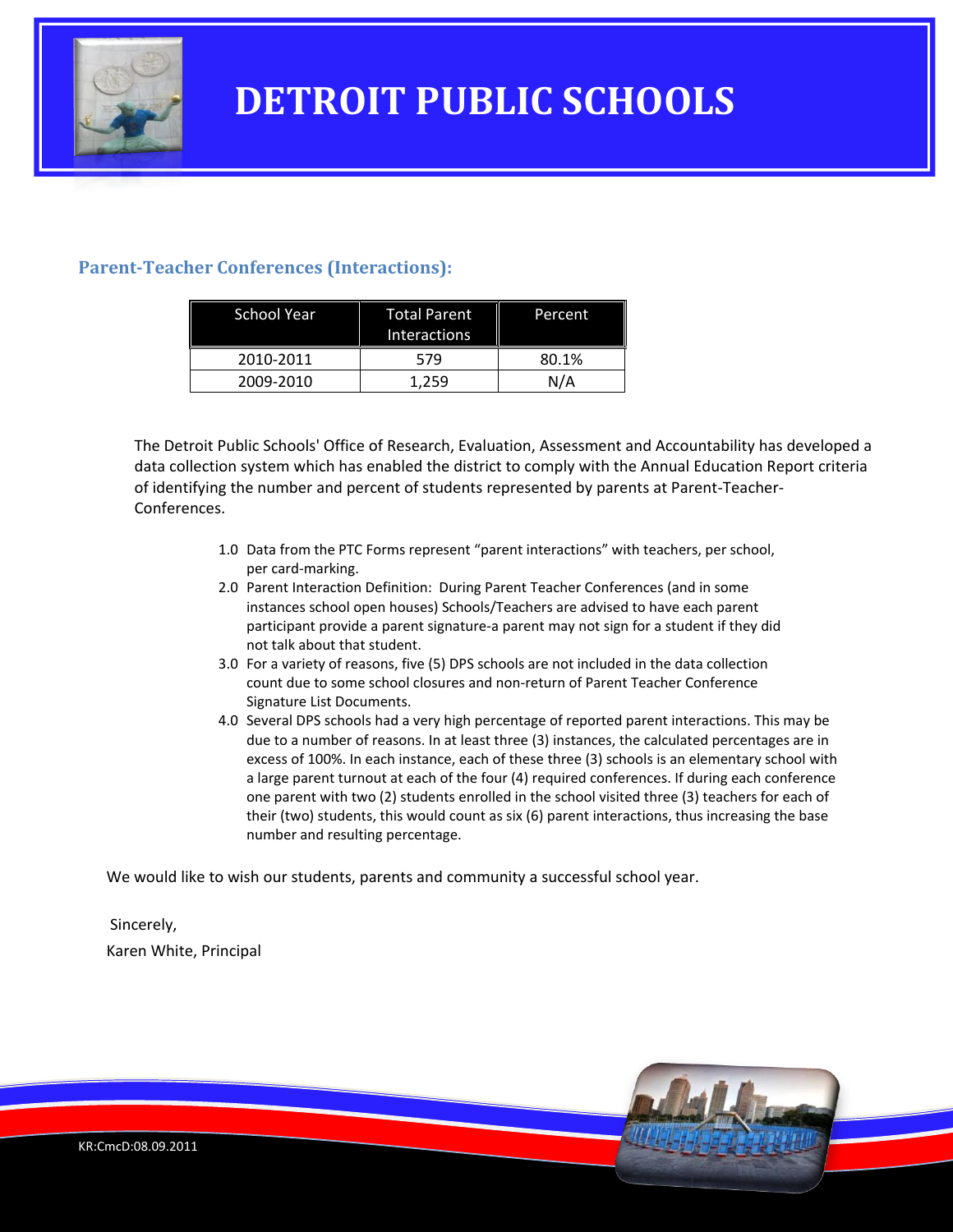# DETROIT PUBLIC SCHOOLS

## Parent-Teacher Conferences (Interactions):

| School Year | Total Parent Interactions | Percent |
|---|---|---|
| 2010-2011 | 579 | 80.1% |
| 2009-2010 | 1,259 | N/A |

The Detroit Public Schools' Office of Research, Evaluation, Assessment and Accountability has developed a data collection system which has enabled the district to comply with the Annual Education Report criteria of identifying the number and percent of students represented by parents at Parent-Teacher-Conferences.

1.0 Data from the PTC Forms represent "parent interactions" with teachers, per school, per card-marking.

2.0 Parent Interaction Definition: During Parent Teacher Conferences (and in some instances school open houses) Schools/Teachers are advised to have each parent participant provide a parent signature-a parent may not sign for a student if they did not talk about that student.

3.0 For a variety of reasons, five (5) DPS schools are not included in the data collection count due to some school closures and non-return of Parent Teacher Conference Signature List Documents.

4.0 Several DPS schools had a very high percentage of reported parent interactions. This may be due to a number of reasons. In at least three (3) instances, the calculated percentages are in excess of 100%. In each instance, each of these three (3) schools is an elementary school with a large parent turnout at each of the four (4) required conferences. If during each conference one parent with two (2) students enrolled in the school visited three (3) teachers for each of their (two) students, this would count as six (6) parent interactions, thus increasing the base number and resulting percentage.

We would like to wish our students, parents and community a successful school year.

Sincerely,

Karen White, Principal

KR:CmcD:08.09.2011